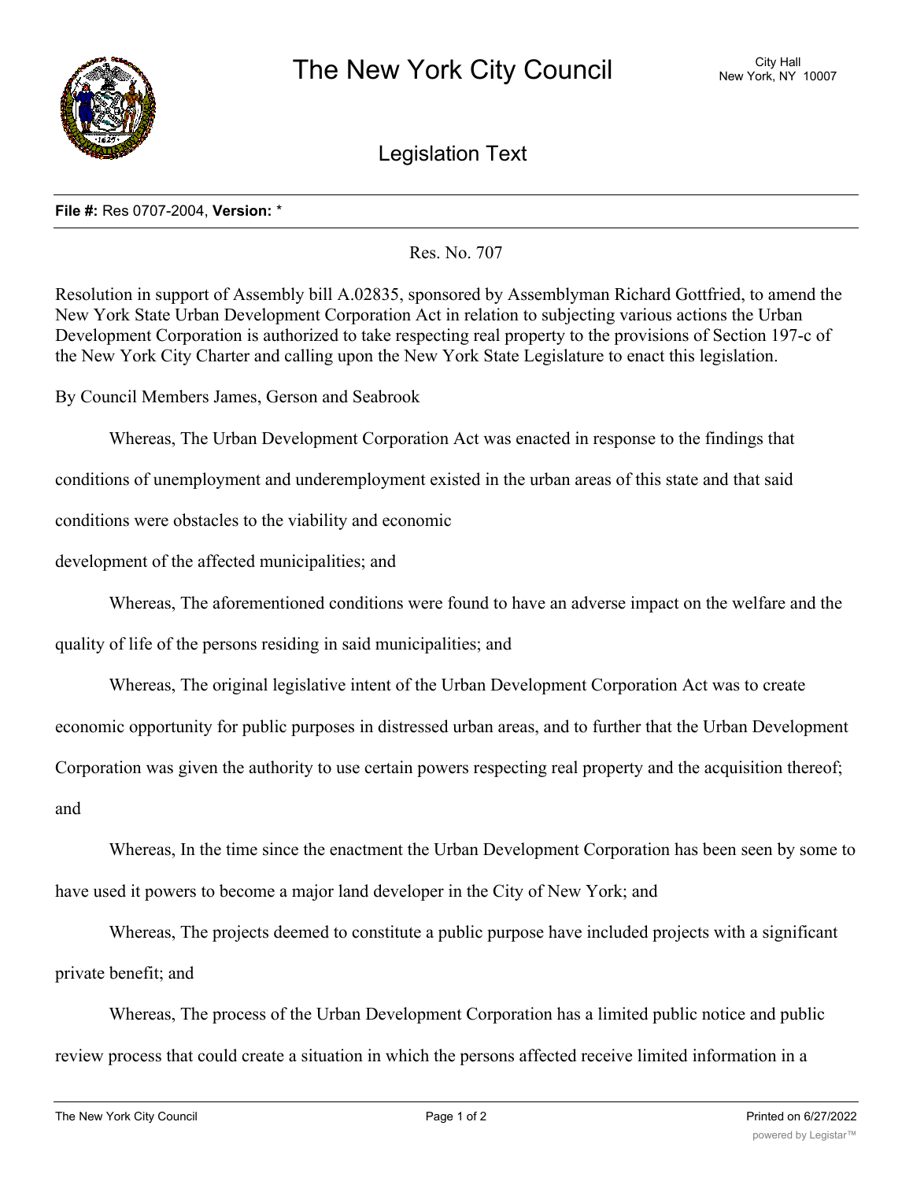# The New York City Council

City Hall
New York, NY 10007

## Legislation Text

**File #:** Res 0707-2004, **Version:** *

Res. No. 707

Resolution in support of Assembly bill A.02835, sponsored by Assemblyman Richard Gottfried, to amend the New York State Urban Development Corporation Act in relation to subjecting various actions the Urban Development Corporation is authorized to take respecting real property to the provisions of Section 197-c of the New York City Charter and calling upon the New York State Legislature to enact this legislation.

By Council Members James, Gerson and Seabrook

Whereas, The Urban Development Corporation Act was enacted in response to the findings that conditions of unemployment and underemployment existed in the urban areas of this state and that said conditions were obstacles to the viability and economic development of the affected municipalities; and

Whereas, The aforementioned conditions were found to have an adverse impact on the welfare and the quality of life of the persons residing in said municipalities; and

Whereas, The original legislative intent of the Urban Development Corporation Act was to create economic opportunity for public purposes in distressed urban areas, and to further that the Urban Development Corporation was given the authority to use certain powers respecting real property and the acquisition thereof; and

Whereas, In the time since the enactment the Urban Development Corporation has been seen by some to have used it powers to become a major land developer in the City of New York; and

Whereas, The projects deemed to constitute a public purpose have included projects with a significant private benefit; and

Whereas, The process of the Urban Development Corporation has a limited public notice and public review process that could create a situation in which the persons affected receive limited information in a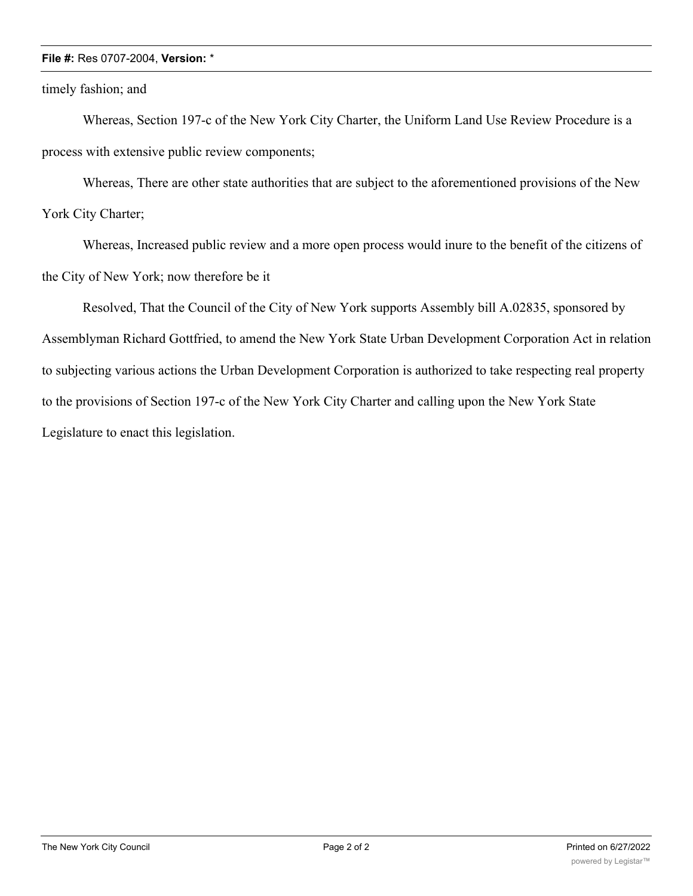timely fashion; and

Whereas, Section 197-c of the New York City Charter, the Uniform Land Use Review Procedure is a process with extensive public review components;

Whereas, There are other state authorities that are subject to the aforementioned provisions of the New York City Charter;

Whereas, Increased public review and a more open process would inure to the benefit of the citizens of the City of New York; now therefore be it

Resolved, That the Council of the City of New York supports Assembly bill A.02835, sponsored by Assemblyman Richard Gottfried, to amend the New York State Urban Development Corporation Act in relation to subjecting various actions the Urban Development Corporation is authorized to take respecting real property to the provisions of Section 197-c of the New York City Charter and calling upon the New York State Legislature to enact this legislation.